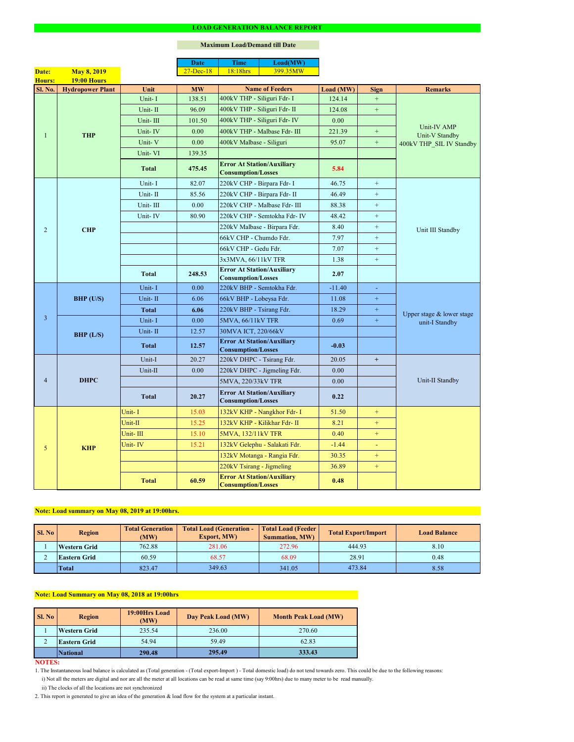# LOAD GENERATION BALANCE REPORT

**Maximum Load/Demand till Date**

| Date | Time | Load(MW) |
|---|---|---|
| 27-Dec-18 | 18:18hrs | 399.35MW |

**Date:** May 8, 2019
**Hours:** 19:00 Hours

| Sl. No. | Hydropower Plant | Unit | MW | Name of Feeders | Load (MW) | Sign | Remarks |
|---|---|---|---|---|---|---|---|
| 1 | THP | Unit- I | 138.51 | 400kV THP - Siliguri Fdr- I | 124.14 | + | Unit-IV AMP<br>Unit-V Standby<br>400kV THP_SIL IV Standby |
| | | Unit- II | 96.09 | 400kV THP - Siliguri Fdr- II | 124.08 | + | |
| | | Unit- III | 101.50 | 400kV THP - Siliguri Fdr- IV | 0.00 | | |
| | | Unit- IV | 0.00 | 400kV THP - Malbase Fdr- III | 221.39 | + | |
| | | Unit- V | 0.00 | 400kV Malbase - Siliguri | 95.07 | + | |
| | | Unit- VI | 139.35 | | | | |
| | | **Total** | **475.45** | **Error At Station/Auxiliary Consumption/Losses** | **5.84** | | |
| 2 | CHP | Unit- I | 82.07 | 220kV CHP - Birpara Fdr- I | 46.75 | + | Unit III Standby |
| | | Unit- II | 85.56 | 220kV CHP - Birpara Fdr- II | 46.49 | + | |
| | | Unit- III | 0.00 | 220kV CHP - Malbase Fdr- III | 88.38 | + | |
| | | Unit- IV | 80.90 | 220kV CHP - Semtokha Fdr- IV | 48.42 | + | |
| | | | | 220kV Malbase - Birpara Fdr. | 8.40 | + | |
| | | | | 66kV CHP - Chumdo Fdr. | 7.97 | + | |
| | | | | 66kV CHP - Gedu Fdr. | 7.07 | + | |
| | | | | 3x3MVA, 66/11kV TFR | 1.38 | + | |
| | | **Total** | **248.53** | **Error At Station/Auxiliary Consumption/Losses** | **2.07** | | |
| 3 | BHP (U/S) | Unit- I | 0.00 | 220kV BHP - Semtokha Fdr. | -11.40 | - | Upper stage & lower stage unit-I Standby |
| | | Unit- II | 6.06 | 66kV BHP - Lobeysa Fdr. | 11.08 | + | |
| | | **Total** | **6.06** | 220kV BHP - Tsirang Fdr. | 18.29 | + | |
| | BHP (L/S) | Unit- I | 0.00 | 5MVA, 66/11kV TFR | 0.69 | + | |
| | | Unit- II | 12.57 | 30MVA ICT, 220/66kV | | | |
| | | **Total** | **12.57** | **Error At Station/Auxiliary Consumption/Losses** | **-0.03** | | |
| 4 | DHPC | Unit-I | 20.27 | 220kV DHPC - Tsirang Fdr. | 20.05 | + | Unit-II Standby |
| | | Unit-II | 0.00 | 220kV DHPC - Jigmeling Fdr. | 0.00 | | |
| | | | | 5MVA, 220/33kV TFR | 0.00 | | |
| | | **Total** | **20.27** | **Error At Station/Auxiliary Consumption/Losses** | **0.22** | | |
| 5 | KHP | Unit- I | 15.03 | 132kV KHP - Nangkhor Fdr- I | 51.50 | + | |
| | | Unit-II | 15.25 | 132kV KHP - Kilikhar Fdr- II | 8.21 | + | |
| | | Unit- III | 15.10 | 5MVA, 132/11kV TFR | 0.40 | + | |
| | | Unit- IV | 15.21 | 132kV Gelephu - Salakati Fdr. | -1.44 | - | |
| | | | | 132kV Motanga - Rangia Fdr. | 30.35 | + | |
| | | | | 220kV Tsirang - Jigmeling | 36.89 | + | |
| | | **Total** | **60.59** | **Error At Station/Auxiliary Consumption/Losses** | **0.48** | | |

**Note: Load summary on May 08, 2019 at 19:00hrs.**

| Sl. No | Region | Total Generation (MW) | Total Load (Generation - Export, MW) | Total Load (Feeder Summation, MW) | Total Export/Import | Load Balance |
|---|---|---|---|---|---|---|
| 1 | Western Grid | 762.88 | 281.06 | 272.96 | 444.93 | 8.10 |
| 2 | Eastern Grid | 60.59 | 68.57 | 68.09 | 28.91 | 0.48 |
| | Total | 823.47 | 349.63 | 341.05 | 473.84 | 8.58 |

**Note: Load Summary on May 08, 2018 at 19:00hrs**

| Sl. No | Region | 19:00Hrs Load (MW) | Day Peak Load (MW) | Month Peak Load (MW) |
|---|---|---|---|---|
| 1 | Western Grid | 235.54 | 236.00 | 270.60 |
| 2 | Eastern Grid | 54.94 | 59.49 | 62.83 |
| | **National** | **290.48** | **295.49** | **333.43** |

**NOTES:**

1. The Instantaneous load balance is calculated as (Total generation - (Total export-Import ) - Total domestic load) do not tend towards zero. This could be due to the following reasons:
   i) Not all the meters are digital and nor are all the meter at all locations can be read at same time (say 9:00hrs) due to many meter to be read manually.
   ii) The clocks of all the locations are not synchronized
2. This report is generated to give an idea of the generation & load flow for the system at a particular instant.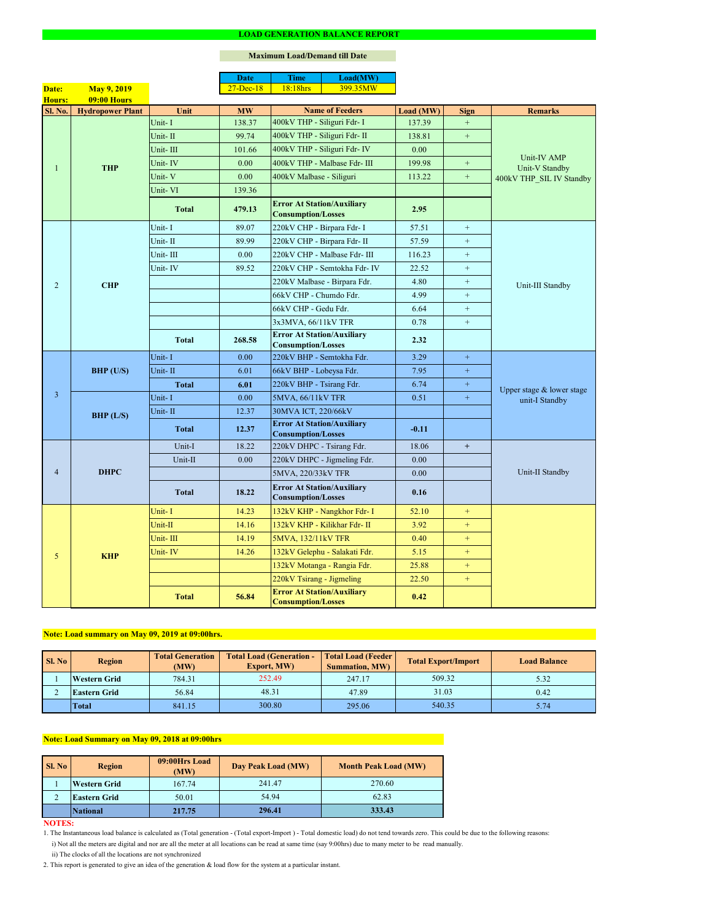# LOAD GENERATION BALANCE REPORT

**Maximum Load/Demand till Date**

| Date | Time | Load(MW) |
|---|---|---|
| 27-Dec-18 | 18:18hrs | 399.35MW |

**Date:** May 9, 2019
**Hours:** 09:00 Hours

| Sl. No. | Hydropower Plant | Unit | MW | Name of Feeders | Load (MW) | Sign | Remarks |
|---|---|---|---|---|---|---|---|
| 1 | THP | Unit- I | 138.37 | 400kV THP - Siliguri Fdr- I | 137.39 | + | Unit-IV AMP Unit-V Standby 400kV THP_SIL IV Standby |
| | | Unit- II | 99.74 | 400kV THP - Siliguri Fdr- II | 138.81 | + | |
| | | Unit- III | 101.66 | 400kV THP - Siliguri Fdr- IV | 0.00 | | |
| | | Unit- IV | 0.00 | 400kV THP - Malbase Fdr- III | 199.98 | + | |
| | | Unit- V | 0.00 | 400kV Malbase - Siliguri | 113.22 | + | |
| | | Unit- VI | 139.36 | | | | |
| | | **Total** | **479.13** | **Error At Station/Auxiliary Consumption/Losses** | **2.95** | | |
| 2 | CHP | Unit- I | 89.07 | 220kV CHP - Birpara Fdr- I | 57.51 | + | Unit-III Standby |
| | | Unit- II | 89.99 | 220kV CHP - Birpara Fdr- II | 57.59 | + | |
| | | Unit- III | 0.00 | 220kV CHP - Malbase Fdr- III | 116.23 | + | |
| | | Unit- IV | 89.52 | 220kV CHP - Semtokha Fdr- IV | 22.52 | + | |
| | | | | 220kV Malbase - Birpara Fdr. | 4.80 | + | |
| | | | | 66kV CHP - Chumdo Fdr. | 4.99 | + | |
| | | | | 66kV CHP - Gedu Fdr. | 6.64 | + | |
| | | | | 3x3MVA, 66/11kV TFR | 0.78 | + | |
| | | **Total** | **268.58** | **Error At Station/Auxiliary Consumption/Losses** | **2.32** | | |
| 3 | BHP (U/S) | Unit- I | 0.00 | 220kV BHP - Semtokha Fdr. | 3.29 | + | Upper stage & lower stage unit-I Standby |
| | | Unit- II | 6.01 | 66kV BHP - Lobeysa Fdr. | 7.95 | + | |
| | | **Total** | **6.01** | 220kV BHP - Tsirang Fdr. | 6.74 | + | |
| | BHP (L/S) | Unit- I | 0.00 | 5MVA, 66/11kV TFR | 0.51 | + | |
| | | Unit- II | 12.37 | 30MVA ICT, 220/66kV | | | |
| | | **Total** | **12.37** | **Error At Station/Auxiliary Consumption/Losses** | **-0.11** | | |
| 4 | DHPC | Unit-I | 18.22 | 220kV DHPC - Tsirang Fdr. | 18.06 | + | Unit-II Standby |
| | | Unit-II | 0.00 | 220kV DHPC - Jigmeling Fdr. | 0.00 | | |
| | | | | 5MVA, 220/33kV TFR | 0.00 | | |
| | | **Total** | **18.22** | **Error At Station/Auxiliary Consumption/Losses** | **0.16** | | |
| 5 | KHP | Unit- I | 14.23 | 132kV KHP - Nangkhor Fdr- I | 52.10 | + | |
| | | Unit-II | 14.16 | 132kV KHP - Kilikhar Fdr- II | 3.92 | + | |
| | | Unit- III | 14.19 | 5MVA, 132/11kV TFR | 0.40 | + | |
| | | Unit- IV | 14.26 | 132kV Gelephu - Salakati Fdr. | 5.15 | + | |
| | | | | 132kV Motanga - Rangia Fdr. | 25.88 | + | |
| | | | | 220kV Tsirang - Jigmeling | 22.50 | + | |
| | | **Total** | **56.84** | **Error At Station/Auxiliary Consumption/Losses** | **0.42** | | |

**Note: Load summary on May 09, 2019 at 09:00hrs.**

| Sl. No | Region | Total Generation (MW) | Total Load (Generation - Export, MW) | Total Load (Feeder Summation, MW) | Total Export/Import | Load Balance |
|---|---|---|---|---|---|---|
| 1 | Western Grid | 784.31 | 252.49 | 247.17 | 509.32 | 5.32 |
| 2 | Eastern Grid | 56.84 | 48.31 | 47.89 | 31.03 | 0.42 |
| | **Total** | 841.15 | 300.80 | 295.06 | 540.35 | 5.74 |

**Note: Load Summary on May 09, 2018 at 09:00hrs**

| Sl. No | Region | 09:00Hrs Load (MW) | Day Peak Load (MW) | Month Peak Load (MW) |
|---|---|---|---|---|
| 1 | Western Grid | 167.74 | 241.47 | 270.60 |
| 2 | Eastern Grid | 50.01 | 54.94 | 62.83 |
| | **National** | **217.75** | **296.41** | **333.43** |

**NOTES:**

1. The Instantaneous load balance is calculated as (Total generation - (Total export-Import ) - Total domestic load) do not tend towards zero. This could be due to the following reasons:
   i) Not all the meters are digital and nor are all the meter at all locations can be read at same time (say 9:00hrs) due to many meter to be read manually.
   ii) The clocks of all the locations are not synchronized
2. This report is generated to give an idea of the generation & load flow for the system at a particular instant.